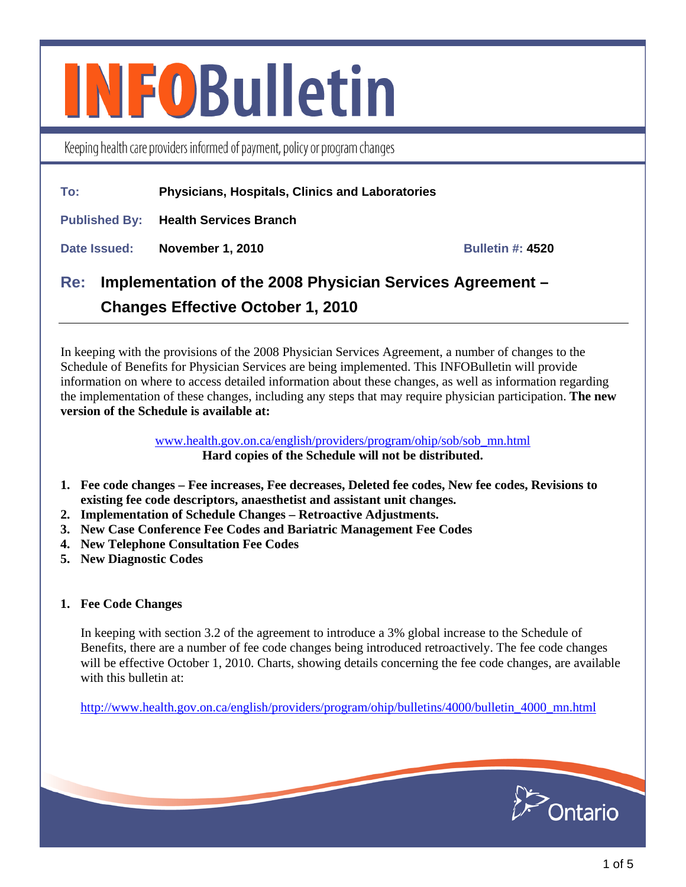# INFOBulletin

Keeping health care providers informed of payment, policy or program changes

**To:** Physicians, Hospitals, Clinics and Laboratories

**Published By:** Health Services Branch

**Date Issued:** November 1, 2010 **Bulletin #:** 4520

## Re: Implementation of the 2008 Physician Services Agreement – Changes Effective October 1, 2010

In keeping with the provisions of the 2008 Physician Services Agreement, a number of changes to the Schedule of Benefits for Physician Services are being implemented. This INFOBulletin will provide information on where to access detailed information about these changes, as well as information regarding the implementation of these changes, including any steps that may require physician participation. **The new version of the Schedule is available at:**

www.health.gov.on.ca/english/providers/program/ohip/sob/sob_mn.html
**Hard copies of the Schedule will not be distributed.**

1. **Fee code changes – Fee increases, Fee decreases, Deleted fee codes, New fee codes, Revisions to existing fee code descriptors, anaesthetist and assistant unit changes.**
2. **Implementation of Schedule Changes – Retroactive Adjustments.**
3. **New Case Conference Fee Codes and Bariatric Management Fee Codes**
4. **New Telephone Consultation Fee Codes**
5. **New Diagnostic Codes**

### 1. Fee Code Changes

In keeping with section 3.2 of the agreement to introduce a 3% global increase to the Schedule of Benefits, there are a number of fee code changes being introduced retroactively. The fee code changes will be effective October 1, 2010. Charts, showing details concerning the fee code changes, are available with this bulletin at:

http://www.health.gov.on.ca/english/providers/program/ohip/bulletins/4000/bulletin_4000_mn.html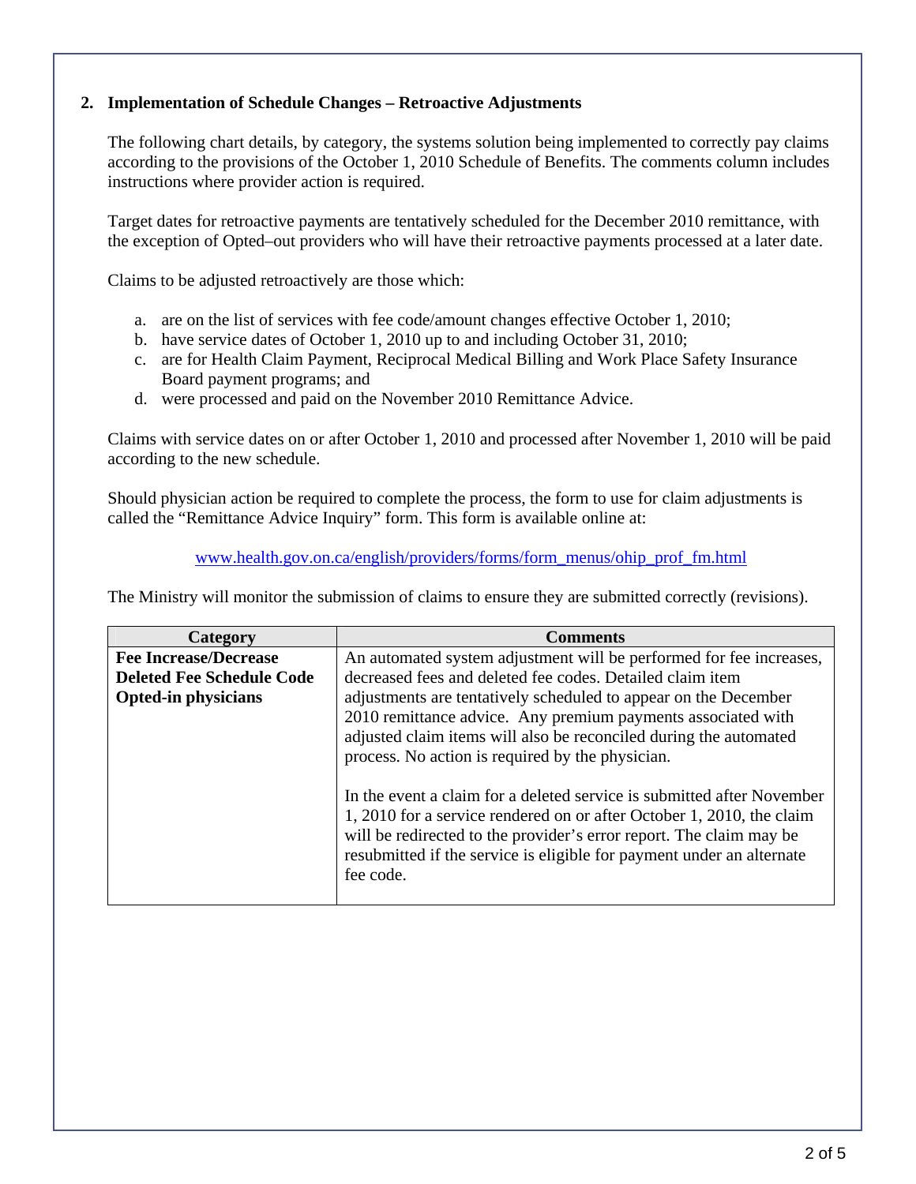## 2. Implementation of Schedule Changes – Retroactive Adjustments

The following chart details, by category, the systems solution being implemented to correctly pay claims according to the provisions of the October 1, 2010 Schedule of Benefits. The comments column includes instructions where provider action is required.

Target dates for retroactive payments are tentatively scheduled for the December 2010 remittance, with the exception of Opted–out providers who will have their retroactive payments processed at a later date.

Claims to be adjusted retroactively are those which:

a. are on the list of services with fee code/amount changes effective October 1, 2010;
b. have service dates of October 1, 2010 up to and including October 31, 2010;
c. are for Health Claim Payment, Reciprocal Medical Billing and Work Place Safety Insurance Board payment programs; and
d. were processed and paid on the November 2010 Remittance Advice.

Claims with service dates on or after October 1, 2010 and processed after November 1, 2010 will be paid according to the new schedule.

Should physician action be required to complete the process, the form to use for claim adjustments is called the "Remittance Advice Inquiry" form. This form is available online at:

www.health.gov.on.ca/english/providers/forms/form_menus/ohip_prof_fm.html

The Ministry will monitor the submission of claims to ensure they are submitted correctly (revisions).

| Category | Comments |
|---|---|
| **Fee Increase/Decrease**<br>**Deleted Fee Schedule Code**<br>**Opted-in physicians** | An automated system adjustment will be performed for fee increases, decreased fees and deleted fee codes. Detailed claim item adjustments are tentatively scheduled to appear on the December 2010 remittance advice. Any premium payments associated with adjusted claim items will also be reconciled during the automated process. No action is required by the physician.<br><br>In the event a claim for a deleted service is submitted after November 1, 2010 for a service rendered on or after October 1, 2010, the claim will be redirected to the provider's error report. The claim may be resubmitted if the service is eligible for payment under an alternate fee code. |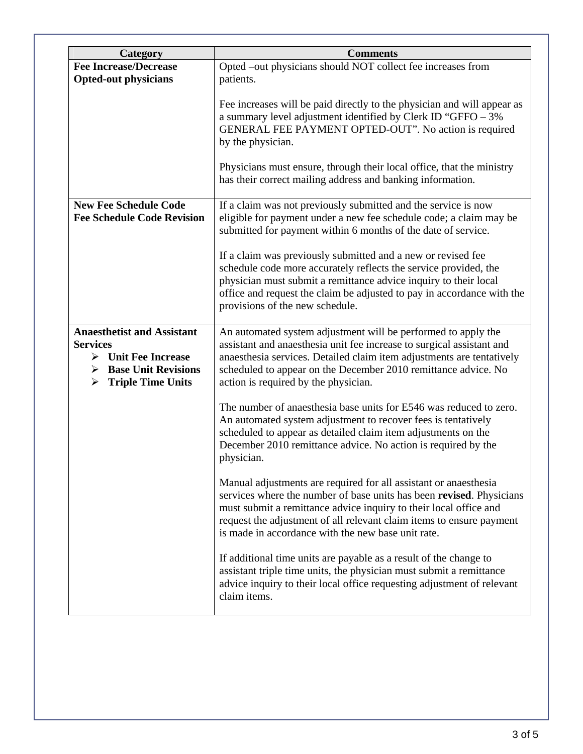| Category | Comments |
|---|---|
| **Fee Increase/Decrease Opted-out physicians** | Opted –out physicians should NOT collect fee increases from patients.<br><br>Fee increases will be paid directly to the physician and will appear as a summary level adjustment identified by Clerk ID "GFFO – 3% GENERAL FEE PAYMENT OPTED-OUT". No action is required by the physician.<br><br>Physicians must ensure, through their local office, that the ministry has their correct mailing address and banking information. |
| **New Fee Schedule Code Fee Schedule Code Revision** | If a claim was not previously submitted and the service is now eligible for payment under a new fee schedule code; a claim may be submitted for payment within 6 months of the date of service.<br><br>If a claim was previously submitted and a new or revised fee schedule code more accurately reflects the service provided, the physician must submit a remittance advice inquiry to their local office and request the claim be adjusted to pay in accordance with the provisions of the new schedule. |
| **Anaesthetist and Assistant Services**<br>➢ **Unit Fee Increase**<br>➢ **Base Unit Revisions**<br>➢ **Triple Time Units** | An automated system adjustment will be performed to apply the assistant and anaesthesia unit fee increase to surgical assistant and anaesthesia services. Detailed claim item adjustments are tentatively scheduled to appear on the December 2010 remittance advice. No action is required by the physician.<br><br>The number of anaesthesia base units for E546 was reduced to zero. An automated system adjustment to recover fees is tentatively scheduled to appear as detailed claim item adjustments on the December 2010 remittance advice. No action is required by the physician.<br><br>Manual adjustments are required for all assistant or anaesthesia services where the number of base units has been **revised**. Physicians must submit a remittance advice inquiry to their local office and request the adjustment of all relevant claim items to ensure payment is made in accordance with the new base unit rate.<br><br>If additional time units are payable as a result of the change to assistant triple time units, the physician must submit a remittance advice inquiry to their local office requesting adjustment of relevant claim items. |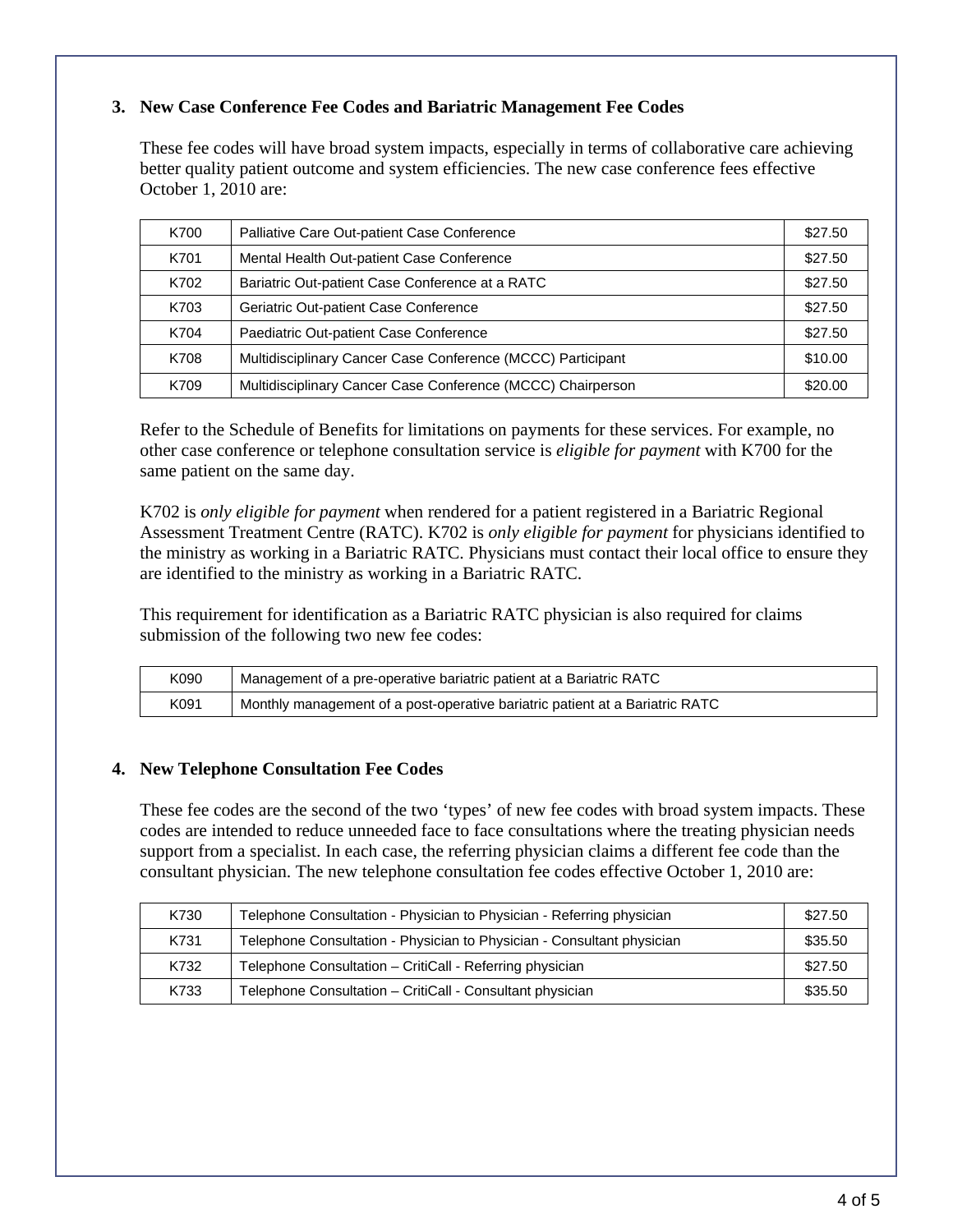### 3. New Case Conference Fee Codes and Bariatric Management Fee Codes

These fee codes will have broad system impacts, especially in terms of collaborative care achieving better quality patient outcome and system efficiencies. The new case conference fees effective October 1, 2010 are:

| | | |
|---|---|---|
| K700 | Palliative Care Out-patient Case Conference | $27.50 |
| K701 | Mental Health Out-patient Case Conference | $27.50 |
| K702 | Bariatric Out-patient Case Conference at a RATC | $27.50 |
| K703 | Geriatric Out-patient Case Conference | $27.50 |
| K704 | Paediatric Out-patient Case Conference | $27.50 |
| K708 | Multidisciplinary Cancer Case Conference (MCCC) Participant | $10.00 |
| K709 | Multidisciplinary Cancer Case Conference (MCCC) Chairperson | $20.00 |

Refer to the Schedule of Benefits for limitations on payments for these services. For example, no other case conference or telephone consultation service is *eligible for payment* with K700 for the same patient on the same day.

K702 is *only eligible for payment* when rendered for a patient registered in a Bariatric Regional Assessment Treatment Centre (RATC). K702 is *only eligible for payment* for physicians identified to the ministry as working in a Bariatric RATC. Physicians must contact their local office to ensure they are identified to the ministry as working in a Bariatric RATC.

This requirement for identification as a Bariatric RATC physician is also required for claims submission of the following two new fee codes:

| | |
|---|---|
| K090 | Management of a pre-operative bariatric patient at a Bariatric RATC |
| K091 | Monthly management of a post-operative bariatric patient at a Bariatric RATC |

### 4. New Telephone Consultation Fee Codes

These fee codes are the second of the two 'types' of new fee codes with broad system impacts. These codes are intended to reduce unneeded face to face consultations where the treating physician needs support from a specialist. In each case, the referring physician claims a different fee code than the consultant physician. The new telephone consultation fee codes effective October 1, 2010 are:

| | | |
|---|---|---|
| K730 | Telephone Consultation - Physician to Physician - Referring physician | $27.50 |
| K731 | Telephone Consultation - Physician to Physician - Consultant physician | $35.50 |
| K732 | Telephone Consultation – CritiCall - Referring physician | $27.50 |
| K733 | Telephone Consultation – CritiCall - Consultant physician | $35.50 |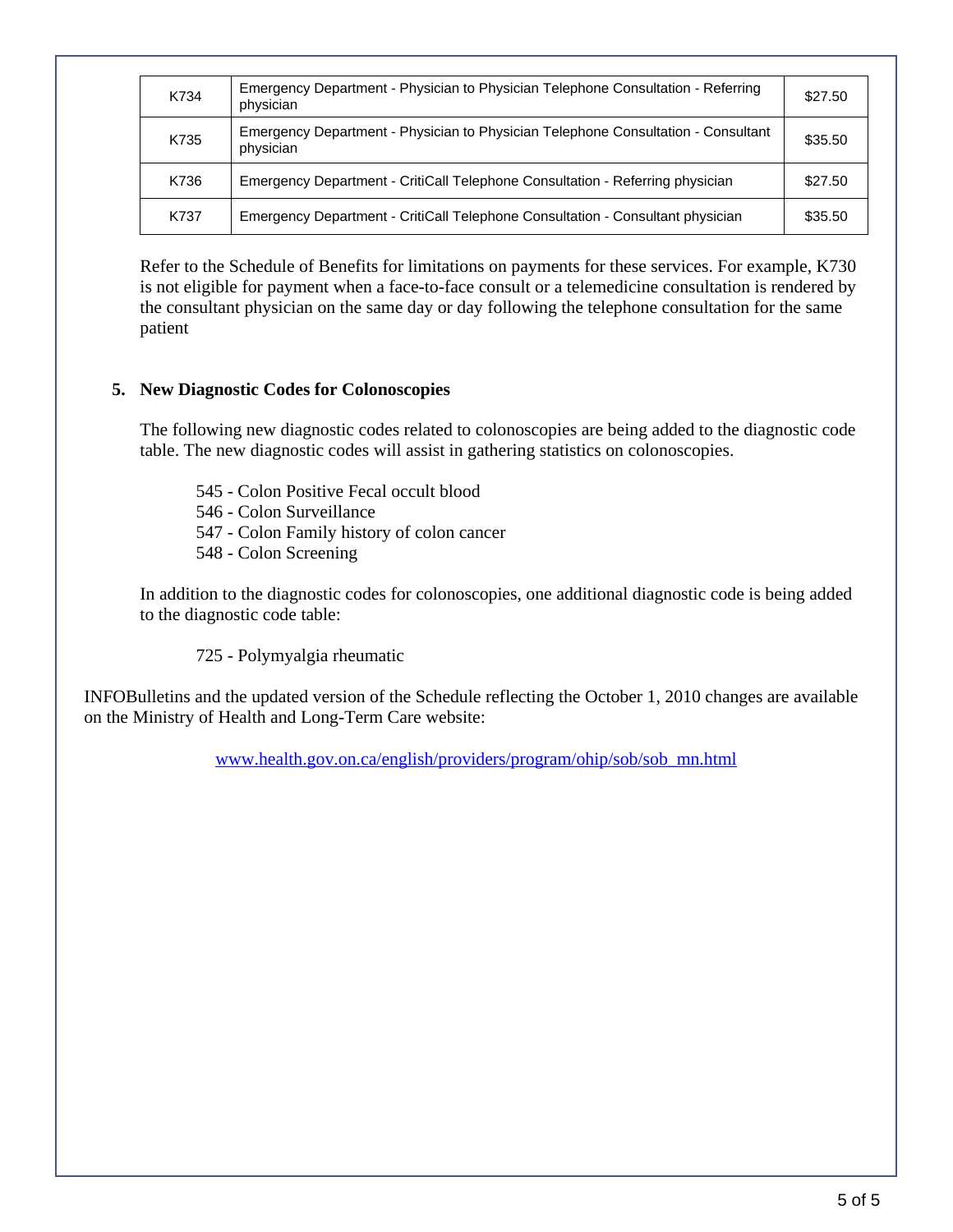| | | |
|---|---|---|
| K734 | Emergency Department - Physician to Physician Telephone Consultation - Referring physician | $27.50 |
| K735 | Emergency Department - Physician to Physician Telephone Consultation - Consultant physician | $35.50 |
| K736 | Emergency Department - CritiCall Telephone Consultation - Referring physician | $27.50 |
| K737 | Emergency Department - CritiCall Telephone Consultation - Consultant physician | $35.50 |

Refer to the Schedule of Benefits for limitations on payments for these services. For example, K730 is not eligible for payment when a face-to-face consult or a telemedicine consultation is rendered by the consultant physician on the same day or day following the telephone consultation for the same patient

## 5. New Diagnostic Codes for Colonoscopies

The following new diagnostic codes related to colonoscopies are being added to the diagnostic code table. The new diagnostic codes will assist in gathering statistics on colonoscopies.

545 - Colon Positive Fecal occult blood
546 - Colon Surveillance
547 - Colon Family history of colon cancer
548 - Colon Screening

In addition to the diagnostic codes for colonoscopies, one additional diagnostic code is being added to the diagnostic code table:

725 - Polymyalgia rheumatic

INFOBulletins and the updated version of the Schedule reflecting the October 1, 2010 changes are available on the Ministry of Health and Long-Term Care website:

www.health.gov.on.ca/english/providers/program/ohip/sob/sob_mn.html